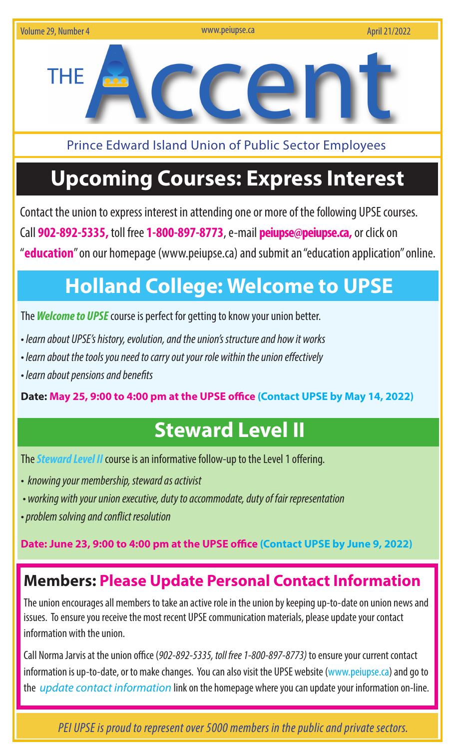# THE Accent

Prince Edward Island Union of Public Sector Employees

## Upcoming Courses: Express Interest

Contact the union to express interest in attending one or more of the following UPSE courses. Call **902-892-5335,** toll free **1-800-897-8773**, e-mail **peiupse@peiupse.ca,** or click on "**education**" on our homepage (www.peiupse.ca) and submit an "education application" online.

## Holland College: Welcome to UPSE

The ***Welcome to UPSE*** course is perfect for getting to know your union better.

- *learn about UPSE's history, evolution, and the union's structure and how it works*
- *learn about the tools you need to carry out your role within the union effectively*
- *learn about pensions and benefits*

**Date: May 25, 9:00 to 4:00 pm at the UPSE office (Contact UPSE by May 14, 2022)**

## Steward Level II

The ***Steward Level II*** course is an informative follow-up to the Level 1 offering.

- *knowing your membership, steward as activist*
- *working with your union executive, duty to accommodate, duty of fair representation*
- *problem solving and conflict resolution*

**Date: June 23, 9:00 to 4:00 pm at the UPSE office (Contact UPSE by June 9, 2022)**

### Members: Please Update Personal Contact Information

The union encourages all members to take an active role in the union by keeping up-to-date on union news and issues. To ensure you receive the most recent UPSE communication materials, please update your contact information with the union.

Call Norma Jarvis at the union office (*902-892-5335, toll free 1-800-897-8773*) to ensure your current contact information is up-to-date, or to make changes. You can also visit the UPSE website (www.peiupse.ca) and go to the *update contact information* link on the homepage where you can update your information on-line.

*PEI UPSE is proud to represent over 5000 members in the public and private sectors.*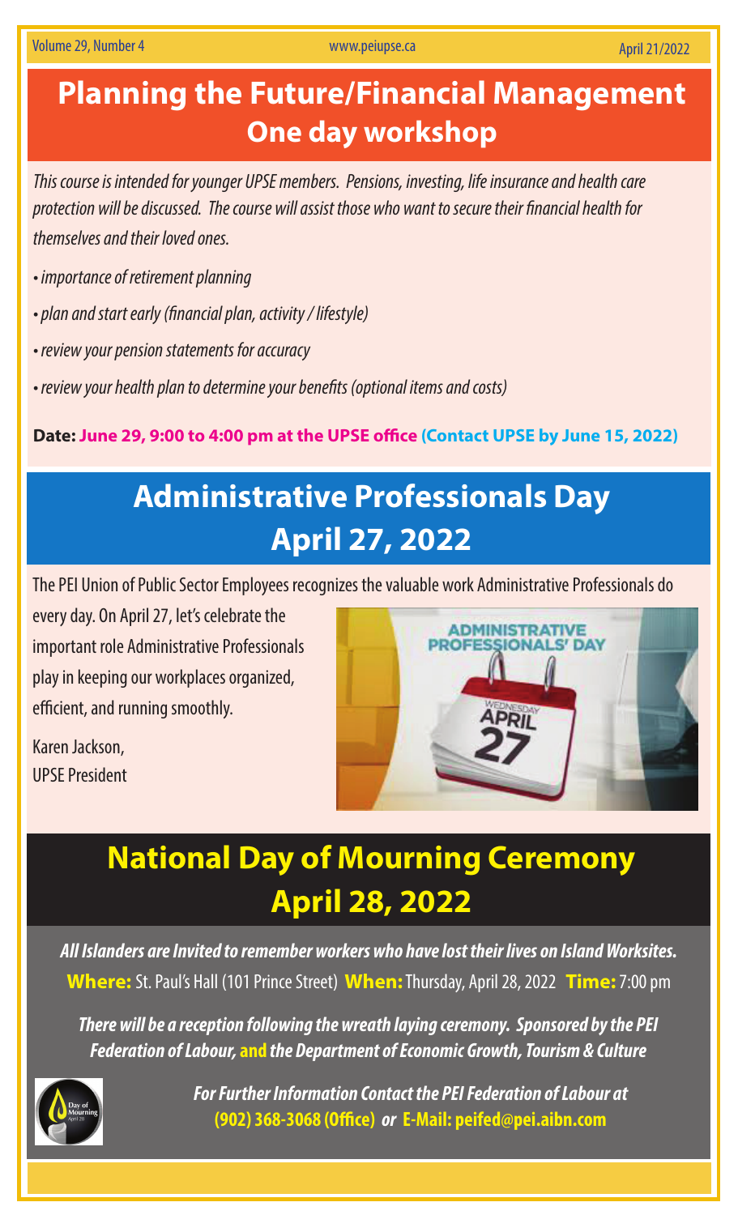# Planning the Future/Financial Management
## One day workshop

*This course is intended for younger UPSE members. Pensions, investing, life insurance and health care protection will be discussed. The course will assist those who want to secure their financial health for themselves and their loved ones.*

- *importance of retirement planning*
- *plan and start early (financial plan, activity / lifestyle)*
- *review your pension statements for accuracy*
- *review your health plan to determine your benefits (optional items and costs)*

**Date: June 29, 9:00 to 4:00 pm at the UPSE office (Contact UPSE by June 15, 2022)**

# Administrative Professionals Day
## April 27, 2022

The PEI Union of Public Sector Employees recognizes the valuable work Administrative Professionals do every day. On April 27, let's celebrate the important role Administrative Professionals play in keeping our workplaces organized, efficient, and running smoothly.

Karen Jackson,
UPSE President

# National Day of Mourning Ceremony
## April 28, 2022

***All Islanders are Invited to remember workers who have lost their lives on Island Worksites.***

**Where:** St. Paul's Hall (101 Prince Street) **When:** Thursday, April 28, 2022 **Time:** 7:00 pm

***There will be a reception following the wreath laying ceremony. Sponsored by the PEI Federation of Labour, and the Department of Economic Growth, Tourism & Culture***

***For Further Information Contact the PEI Federation of Labour at***
**(902) 368-3068 (Office)** ***or*** **E-Mail: peifed@pei.aibn.com**